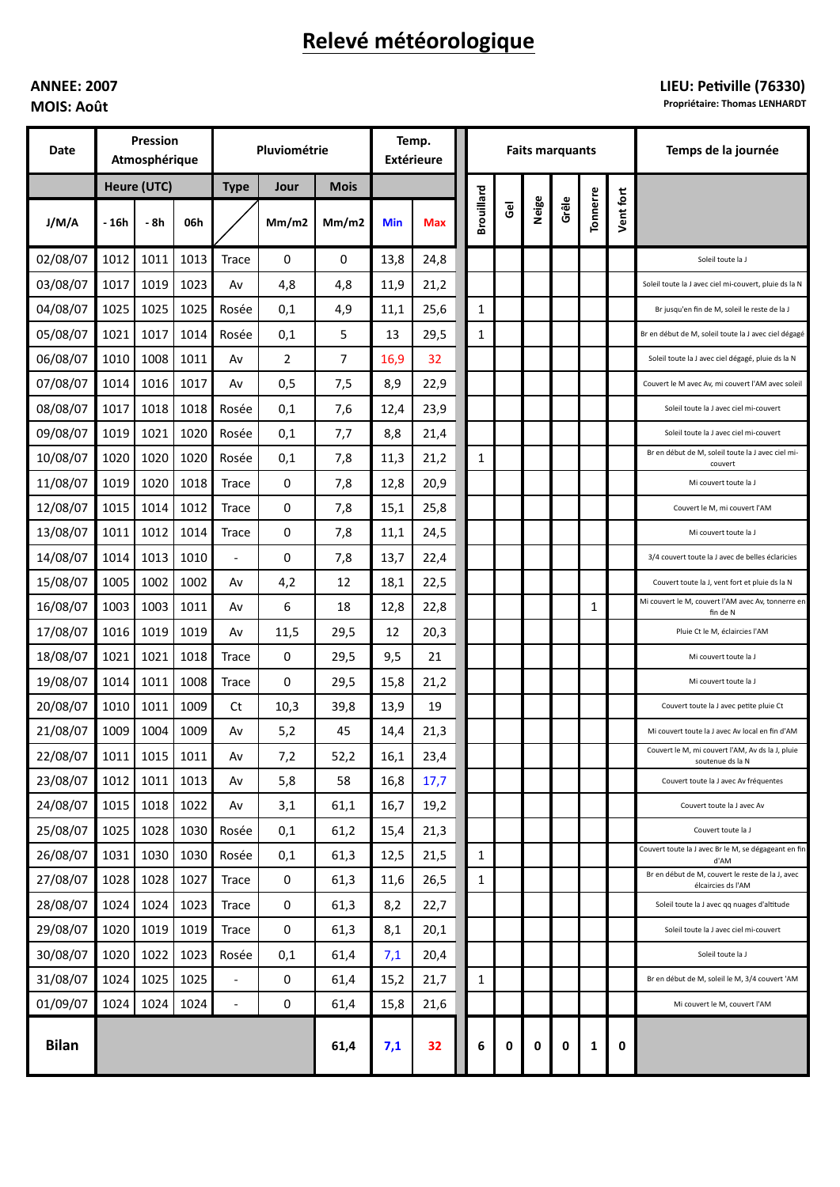# Relevé météorologique

**ANNEE: 2007**
**MOIS: Août**

**LIEU: Petiville (76330)**
**Propriétaire: Thomas LENHARDT**

| Date | Pression Atmosphérique | | | Pluviométrie | | | Temp. Extérieure | | Faits marquants | | | | | | Temps de la journée |
|---|---|---|---|---|---|---|---|---|---|---|---|---|---|---|---|
| | Heure (UTC) | | | Type | Jour | Mois | | | | | | | | | |
| J/M/A | - 16h | - 8h | 06h | | Mm/m2 | Mm/m2 | Min | Max | Brouillard | Gel | Neige | Grêle | Tonnerre | Vent fort | |
| 02/08/07 | 1012 | 1011 | 1013 | Trace | 0 | 0 | 13,8 | 24,8 | | | | | | | Soleil toute la J |
| 03/08/07 | 1017 | 1019 | 1023 | Av | 4,8 | 4,8 | 11,9 | 21,2 | | | | | | | Soleil toute la J avec ciel mi-couvert, pluie ds la N |
| 04/08/07 | 1025 | 1025 | 1025 | Rosée | 0,1 | 4,9 | 11,1 | 25,6 | 1 | | | | | | Br jusqu'en fin de M, soleil le reste de la J |
| 05/08/07 | 1021 | 1017 | 1014 | Rosée | 0,1 | 5 | 13 | 29,5 | 1 | | | | | | Br en début de M, soleil toute la J avec ciel dégagé |
| 06/08/07 | 1010 | 1008 | 1011 | Av | 2 | 7 | 16,9 | 32 | | | | | | | Soleil toute la J avec ciel dégagé, pluie ds la N |
| 07/08/07 | 1014 | 1016 | 1017 | Av | 0,5 | 7,5 | 8,9 | 22,9 | | | | | | | Couvert le M avec Av, mi couvert l'AM avec soleil |
| 08/08/07 | 1017 | 1018 | 1018 | Rosée | 0,1 | 7,6 | 12,4 | 23,9 | | | | | | | Soleil toute la J avec ciel mi-couvert |
| 09/08/07 | 1019 | 1021 | 1020 | Rosée | 0,1 | 7,7 | 8,8 | 21,4 | | | | | | | Soleil toute la J avec ciel mi-couvert |
| 10/08/07 | 1020 | 1020 | 1020 | Rosée | 0,1 | 7,8 | 11,3 | 21,2 | 1 | | | | | | Br en début de M, soleil toute la J avec ciel mi-couvert |
| 11/08/07 | 1019 | 1020 | 1018 | Trace | 0 | 7,8 | 12,8 | 20,9 | | | | | | | Mi couvert toute la J |
| 12/08/07 | 1015 | 1014 | 1012 | Trace | 0 | 7,8 | 15,1 | 25,8 | | | | | | | Couvert le M, mi couvert l'AM |
| 13/08/07 | 1011 | 1012 | 1014 | Trace | 0 | 7,8 | 11,1 | 24,5 | | | | | | | Mi couvert toute la J |
| 14/08/07 | 1014 | 1013 | 1010 | - | 0 | 7,8 | 13,7 | 22,4 | | | | | | | 3/4 couvert toute la J avec de belles éclaricies |
| 15/08/07 | 1005 | 1002 | 1002 | Av | 4,2 | 12 | 18,1 | 22,5 | | | | | | | Couvert toute la J, vent fort et pluie ds la N |
| 16/08/07 | 1003 | 1003 | 1011 | Av | 6 | 18 | 12,8 | 22,8 | | | | | 1 | | Mi couvert le M, couvert l'AM avec Av, tonnerre en fin de N |
| 17/08/07 | 1016 | 1019 | 1019 | Av | 11,5 | 29,5 | 12 | 20,3 | | | | | | | Pluie Ct le M, éclaircies l'AM |
| 18/08/07 | 1021 | 1021 | 1018 | Trace | 0 | 29,5 | 9,5 | 21 | | | | | | | Mi couvert toute la J |
| 19/08/07 | 1014 | 1011 | 1008 | Trace | 0 | 29,5 | 15,8 | 21,2 | | | | | | | Mi couvert toute la J |
| 20/08/07 | 1010 | 1011 | 1009 | Ct | 10,3 | 39,8 | 13,9 | 19 | | | | | | | Couvert toute la J avec petite pluie Ct |
| 21/08/07 | 1009 | 1004 | 1009 | Av | 5,2 | 45 | 14,4 | 21,3 | | | | | | | Mi couvert toute la J avec Av local en fin d'AM |
| 22/08/07 | 1011 | 1015 | 1011 | Av | 7,2 | 52,2 | 16,1 | 23,4 | | | | | | | Couvert le M, mi couvert l'AM, Av ds la J, pluie soutenue ds la N |
| 23/08/07 | 1012 | 1011 | 1013 | Av | 5,8 | 58 | 16,8 | 17,7 | | | | | | | Couvert toute la J avec Av fréquentes |
| 24/08/07 | 1015 | 1018 | 1022 | Av | 3,1 | 61,1 | 16,7 | 19,2 | | | | | | | Couvert toute la J avec Av |
| 25/08/07 | 1025 | 1028 | 1030 | Rosée | 0,1 | 61,2 | 15,4 | 21,3 | | | | | | | Couvert toute la J |
| 26/08/07 | 1031 | 1030 | 1030 | Rosée | 0,1 | 61,3 | 12,5 | 21,5 | 1 | | | | | | Couvert toute la J avec Br le M, se dégageant en fin d'AM |
| 27/08/07 | 1028 | 1028 | 1027 | Trace | 0 | 61,3 | 11,6 | 26,5 | 1 | | | | | | Br en début de M, couvert le reste de la J, avec élcaircies ds l'AM |
| 28/08/07 | 1024 | 1024 | 1023 | Trace | 0 | 61,3 | 8,2 | 22,7 | | | | | | | Soleil toute la J avec qq nuages d'altitude |
| 29/08/07 | 1020 | 1019 | 1019 | Trace | 0 | 61,3 | 8,1 | 20,1 | | | | | | | Soleil toute la J avec ciel mi-couvert |
| 30/08/07 | 1020 | 1022 | 1023 | Rosée | 0,1 | 61,4 | 7,1 | 20,4 | | | | | | | Soleil toute la J |
| 31/08/07 | 1024 | 1025 | 1025 | - | 0 | 61,4 | 15,2 | 21,7 | 1 | | | | | | Br en début de M, soleil le M, 3/4 couvert 'AM |
| 01/09/07 | 1024 | 1024 | 1024 | - | 0 | 61,4 | 15,8 | 21,6 | | | | | | | Mi couvert le M, couvert l'AM |
| **Bilan** | | | | | | **61,4** | **7,1** | **32** | **6** | **0** | **0** | **0** | **1** | **0** | |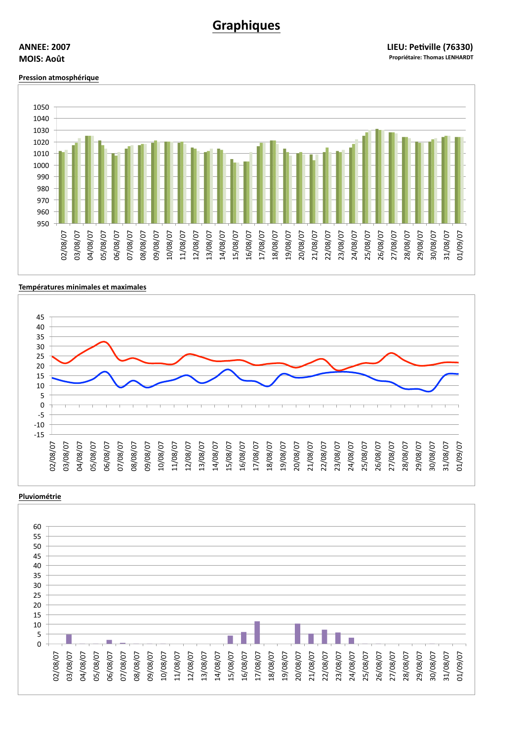# Graphiques

**ANNEE: 2007**
**MOIS: Août**

**LIEU: Petiville (76330)**
**Propriétaire: Thomas LENHARDT**

**Pression atmosphérique**

1050
1040
1030
1020
1010
1000
990
980
970
960
950

02/08/07 03/08/07 04/08/07 05/08/07 06/08/07 07/08/07 08/08/07 09/08/07 10/08/07 11/08/07 12/08/07 13/08/07 14/08/07 15/08/07 16/08/07 17/08/07 18/08/07 19/08/07 20/08/07 21/08/07 22/08/07 23/08/07 24/08/07 25/08/07 26/08/07 27/08/07 28/08/07 29/08/07 30/08/07 31/08/07 01/09/07

**Températures minimales et maximales**

45
40
35
30
25
20
15
10
5
0
-5
-10
-15

02/08/07 03/08/07 04/08/07 05/08/07 06/08/07 07/08/07 08/08/07 09/08/07 10/08/07 11/08/07 12/08/07 13/08/07 14/08/07 15/08/07 16/08/07 17/08/07 18/08/07 19/08/07 20/08/07 21/08/07 22/08/07 23/08/07 24/08/07 25/08/07 26/08/07 27/08/07 28/08/07 29/08/07 30/08/07 31/08/07 01/09/07

**Pluviométrie**

60
55
50
45
40
35
30
25
20
15
10
5
0

02/08/07 03/08/07 04/08/07 05/08/07 06/08/07 07/08/07 08/08/07 09/08/07 10/08/07 11/08/07 12/08/07 13/08/07 14/08/07 15/08/07 16/08/07 17/08/07 18/08/07 19/08/07 20/08/07 21/08/07 22/08/07 23/08/07 24/08/07 25/08/07 26/08/07 27/08/07 28/08/07 29/08/07 30/08/07 31/08/07 01/09/07